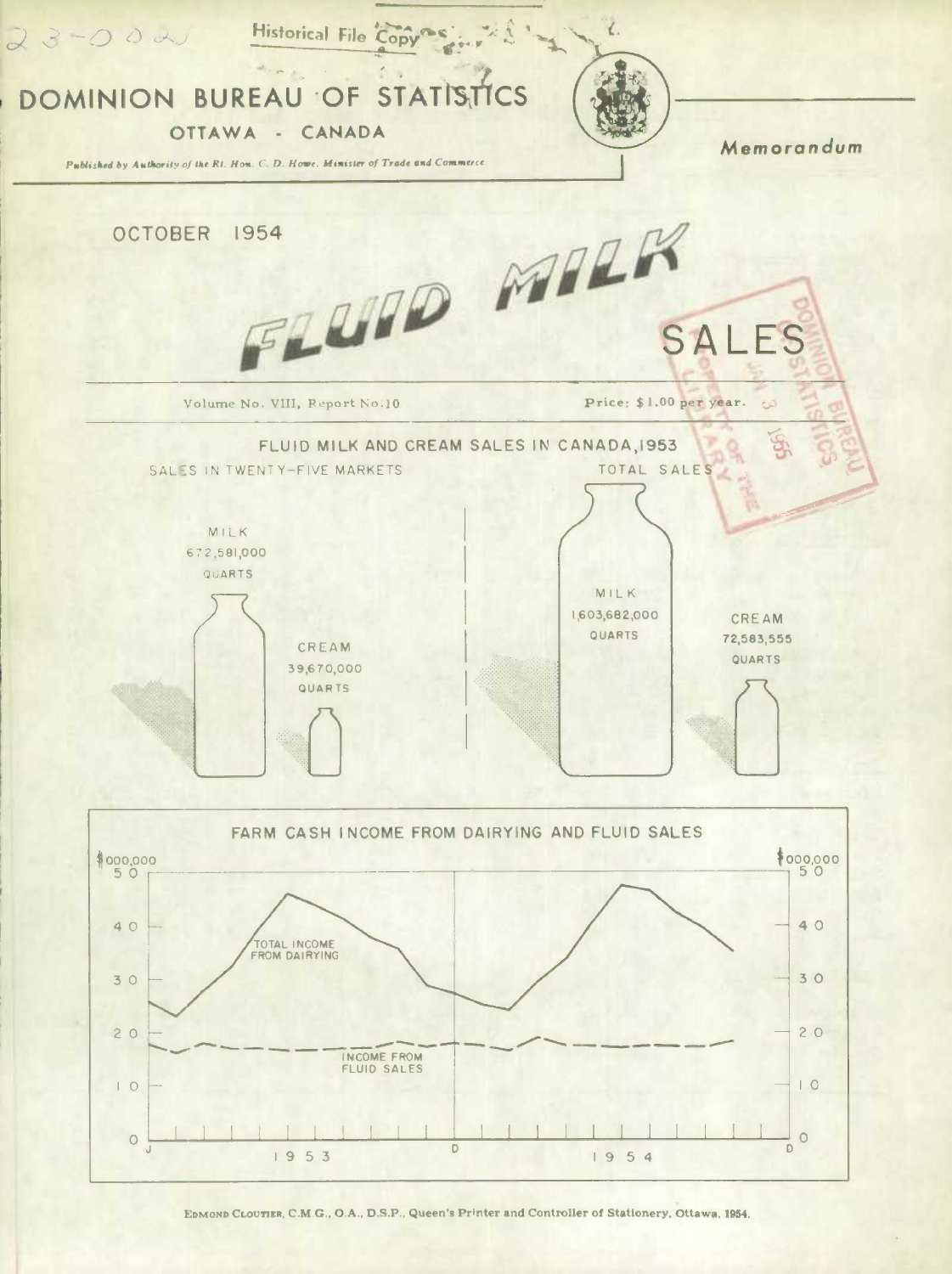23-002

Historical File Copy

# DOMINION BUREAU OF STATISTICS

OTTAWA - CANADA

*Published by Authority of the Rt. Hon. C. D. Howe, Minister of Trade and Commerce*

*Memorandum*

OCTOBER 1954

# FLUID MILK SALES

Volume No. VIII, Report No. 10

Price: $1.00 per year.

## FLUID MILK AND CREAM SALES IN CANADA, 1953

SALES IN TWENTY-FIVE MARKETS

MILK 672,581,000 QUARTS

CREAM 39,670,000 QUARTS

TOTAL SALES

MILK 1,603,682,000 QUARTS

CREAM 72,583,555 QUARTS

## FARM CASH INCOME FROM DAIRYING AND FLUID SALES

$000,000

TOTAL INCOME FROM DAIRYING

INCOME FROM FLUID SALES

1953 1954

EDMOND CLOUTIER, C.M.G., O.A., D.S.P., Queen's Printer and Controller of Stationery, Ottawa, 1954.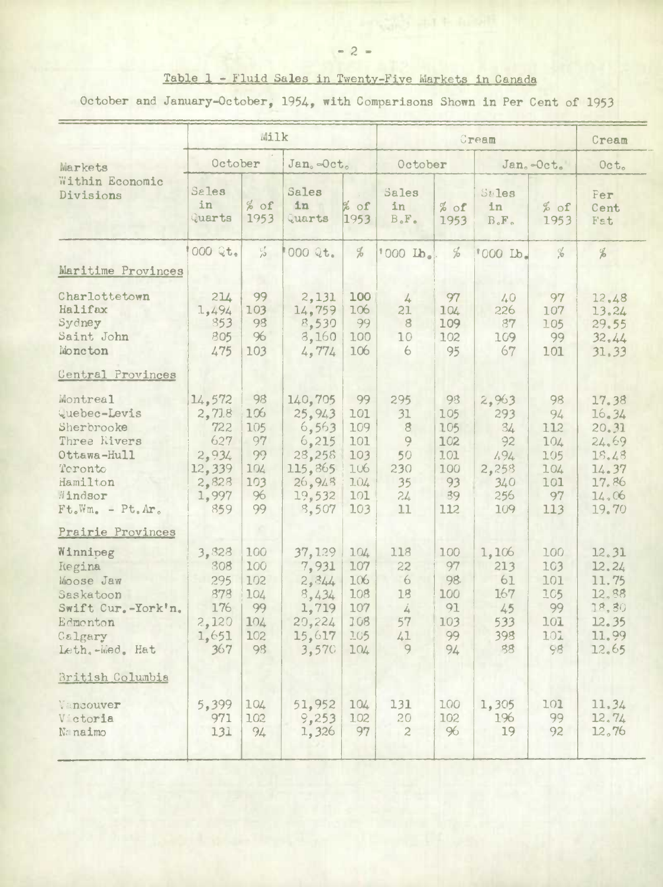Table 1 - Fluid Sales in Twenty-Five Markets in Canada

October and January-October, 1954, with Comparisons Shown in Per Cent of 1953

| Markets Within Economic Divisions | Milk | | | | Cream | | | | Cream |
|---|---|---|---|---|---|---|---|---|---|
| | October | | Jan.-Oct. | | October | | Jan.-Oct. | | Oct. |
| | Sales in Quarts | % of 1953 | Sales in Quarts | % of 1953 | Sales in B.F. | % of 1953 | Sales in B.F. | % of 1953 | Per Cent Fat |
| | '000 Qt. | % | '000 Qt. | % | '000 Lb. | % | '000 Lb. | % | % |
| **Maritime Provinces** | | | | | | | | | |
| Charlottetown | 214 | 99 | 2,131 | 100 | 4 | 97 | 40 | 97 | 12.48 |
| Halifax | 1,494 | 103 | 14,759 | 106 | 21 | 104 | 226 | 107 | 13.24 |
| Sydney | 853 | 98 | 8,530 | 99 | 8 | 109 | 87 | 105 | 29.55 |
| Saint John | 805 | 96 | 8,160 | 100 | 10 | 102 | 109 | 99 | 32.44 |
| Moncton | 475 | 103 | 4,774 | 106 | 6 | 95 | 67 | 101 | 31.33 |
| **Central Provinces** | | | | | | | | | |
| Montreal | 14,572 | 98 | 140,705 | 99 | 295 | 98 | 2,963 | 98 | 17.38 |
| Quebec-Levis | 2,718 | 106 | 25,943 | 101 | 31 | 105 | 293 | 94 | 16.34 |
| Sherbrooke | 722 | 105 | 6,563 | 109 | 8 | 105 | 84 | 112 | 20.31 |
| Three Rivers | 627 | 97 | 6,215 | 101 | 9 | 102 | 92 | 104 | 24.69 |
| Ottawa-Hull | 2,934 | 99 | 28,258 | 103 | 50 | 101 | 494 | 105 | 18.48 |
| Toronto | 12,339 | 104 | 115,865 | 106 | 230 | 100 | 2,258 | 104 | 14.37 |
| Hamilton | 2,828 | 103 | 26,948 | 104 | 35 | 93 | 340 | 101 | 17.86 |
| Windsor | 1,997 | 96 | 19,532 | 101 | 24 | 89 | 256 | 97 | 14.06 |
| Ft.Wm. - Pt.Ar. | 859 | 99 | 8,507 | 103 | 11 | 112 | 109 | 113 | 19.70 |
| **Prairie Provinces** | | | | | | | | | |
| Winnipeg | 3,828 | 100 | 37,129 | 104 | 118 | 100 | 1,106 | 100 | 12.31 |
| Regina | 808 | 100 | 7,931 | 107 | 22 | 97 | 213 | 103 | 12.24 |
| Moose Jaw | 295 | 102 | 2,844 | 106 | 6 | 98 | 61 | 101 | 11.75 |
| Saskatoon | 878 | 104 | 8,434 | 108 | 18 | 100 | 167 | 105 | 12.88 |
| Swift Cur.-York'n. | 176 | 99 | 1,719 | 107 | 4 | 91 | 45 | 99 | 18.80 |
| Edmonton | 2,120 | 104 | 20,224 | 108 | 57 | 103 | 533 | 101 | 12.35 |
| Calgary | 1,651 | 102 | 15,617 | 105 | 41 | 99 | 398 | 101 | 11.99 |
| Leth.-Med. Hat | 367 | 98 | 3,570 | 104 | 9 | 94 | 88 | 98 | 12.65 |
| **British Columbia** | | | | | | | | | |
| Vancouver | 5,399 | 104 | 51,952 | 104 | 131 | 100 | 1,305 | 101 | 11.34 |
| Victoria | 971 | 102 | 9,253 | 102 | 20 | 102 | 196 | 99 | 12.74 |
| Nanaimo | 131 | 94 | 1,326 | 97 | 2 | 96 | 19 | 92 | 12.76 |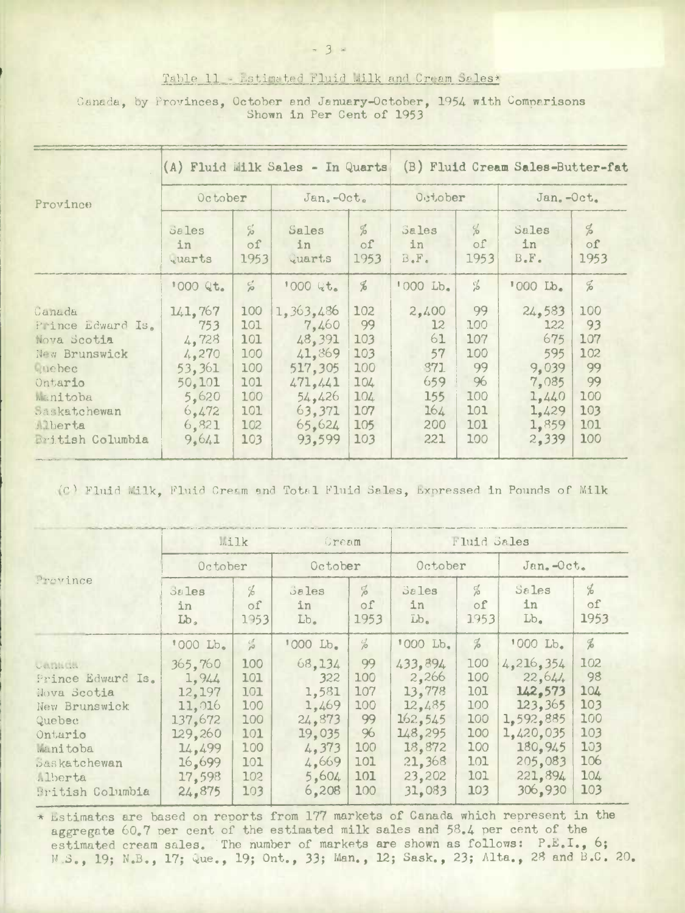Table 11 - Estimated Fluid Milk and Cream Sales*

Canada, by Provinces, October and January-October, 1954 with Comparisons Shown in Per Cent of 1953

| Province | (A) Fluid Milk Sales - In Quarts | | | | (B) Fluid Cream Sales-Butter-fat | | | |
|---|---|---|---|---|---|---|---|---|
| | October | | Jan.-Oct. | | October | | Jan.-Oct. | |
| | Sales in Quarts | % of 1953 | Sales in Quarts | % of 1953 | Sales in B.F. | % of 1953 | Sales in B.F. | % of 1953 |
| | '000 Qt. | % | '000 Qt. | % | '000 Lb. | % | '000 Lb. | % |
| Canada | 141,767 | 100 | 1,363,486 | 102 | 2,400 | 99 | 24,583 | 100 |
| Prince Edward Is. | 753 | 101 | 7,460 | 99 | 12 | 100 | 122 | 93 |
| Nova Scotia | 4,728 | 101 | 48,391 | 103 | 61 | 107 | 675 | 107 |
| New Brunswick | 4,270 | 100 | 41,869 | 103 | 57 | 100 | 595 | 102 |
| Quebec | 53,361 | 100 | 517,305 | 100 | 871 | 99 | 9,039 | 99 |
| Ontario | 50,101 | 101 | 471,441 | 104 | 659 | 96 | 7,085 | 99 |
| Manitoba | 5,620 | 100 | 54,426 | 104 | 155 | 100 | 1,440 | 100 |
| Saskatchewan | 6,472 | 101 | 63,371 | 107 | 164 | 101 | 1,429 | 103 |
| Alberta | 6,821 | 102 | 65,624 | 105 | 200 | 101 | 1,859 | 101 |
| British Columbia | 9,641 | 103 | 93,599 | 103 | 221 | 100 | 2,339 | 100 |

(C) Fluid Milk, Fluid Cream and Total Fluid Sales, Expressed in Pounds of Milk

| Province | Milk | | Cream | | Fluid Sales | | | |
|---|---|---|---|---|---|---|---|---|
| | October | | October | | October | | Jan.-Oct. | |
| | Sales in Lb. | % of 1953 | Sales in Lb. | % of 1953 | Sales in Lb. | % of 1953 | Sales in Lb. | % of 1953 |
| | '000 Lb. | % | '000 Lb. | % | '000 Lb. | % | '000 Lb. | % |
| Canada | 365,760 | 100 | 68,134 | 99 | 433,894 | 100 | 4,216,354 | 102 |
| Prince Edward Is. | 1,944 | 101 | 322 | 100 | 2,266 | 100 | 22,644 | 98 |
| Nova Scotia | 12,197 | 101 | 1,581 | 107 | 13,778 | 101 | 142,573 | 104 |
| New Brunswick | 11,016 | 100 | 1,469 | 100 | 12,485 | 100 | 123,365 | 103 |
| Quebec | 137,672 | 100 | 24,873 | 99 | 162,545 | 100 | 1,592,885 | 100 |
| Ontario | 129,260 | 101 | 19,035 | 96 | 148,295 | 100 | 1,420,035 | 103 |
| Manitoba | 14,499 | 100 | 4,373 | 100 | 18,872 | 100 | 180,945 | 103 |
| Saskatchewan | 16,699 | 101 | 4,669 | 101 | 21,368 | 101 | 205,083 | 106 |
| Alberta | 17,598 | 102 | 5,604 | 101 | 23,202 | 101 | 221,894 | 104 |
| British Columbia | 24,875 | 103 | 6,208 | 100 | 31,083 | 103 | 306,930 | 103 |

* Estimates are based on reports from 177 markets of Canada which represent in the aggregate 60.7 per cent of the estimated milk sales and 58.4 per cent of the estimated cream sales. The number of markets are shown as follows: P.E.I., 6; N.S., 19; N.B., 17; Que., 19; Ont., 33; Man., 12; Sask., 23; Alta., 28 and B.C. 20.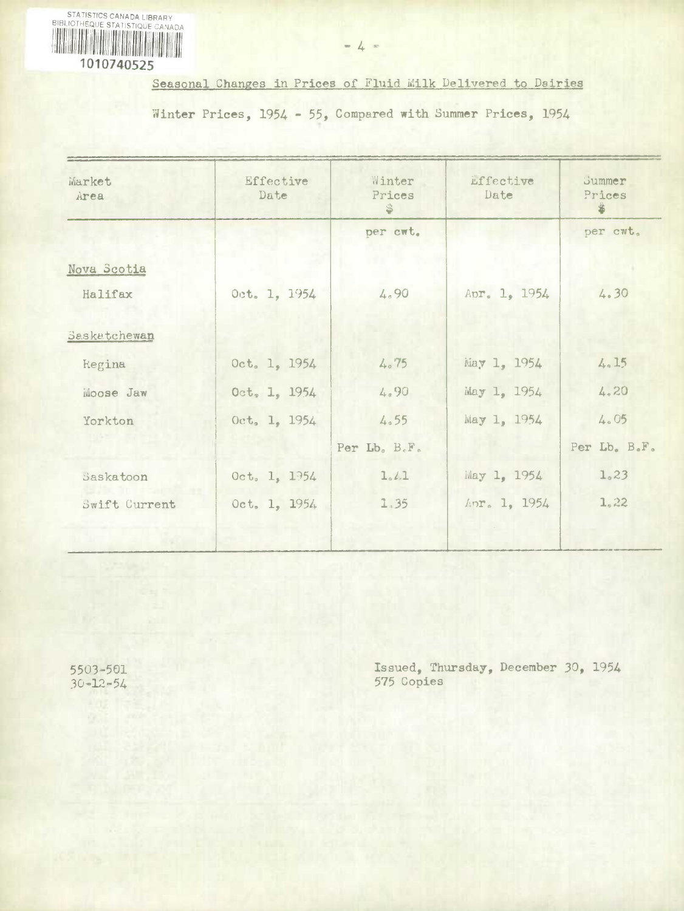## Seasonal Changes in Prices of Fluid Milk Delivered to Dairies

Winter Prices, 1954 - 55, Compared with Summer Prices, 1954

| Market Area | Effective Date | Winter Prices $ | Effective Date | Summer Prices $ |
|---|---|---|---|---|
| | | per cwt. | | per cwt. |
| Nova Scotia | | | | |
| Halifax | Oct. 1, 1954 | 4.90 | Apr. 1, 1954 | 4.30 |
| Saskatchewan | | | | |
| Regina | Oct. 1, 1954 | 4.75 | May 1, 1954 | 4.15 |
| Moose Jaw | Oct. 1, 1954 | 4.90 | May 1, 1954 | 4.20 |
| Yorkton | Oct. 1, 1954 | 4.55 | May 1, 1954 | 4.05 |
| | | Per Lb. B.F. | | Per Lb. B.F. |
| Saskatoon | Oct. 1, 1954 | 1.41 | May 1, 1954 | 1.23 |
| Swift Current | Oct. 1, 1954 | 1.35 | Apr. 1, 1954 | 1.22 |

5503-501
30-12-54

Issued, Thursday, December 30, 1954
575 Copies